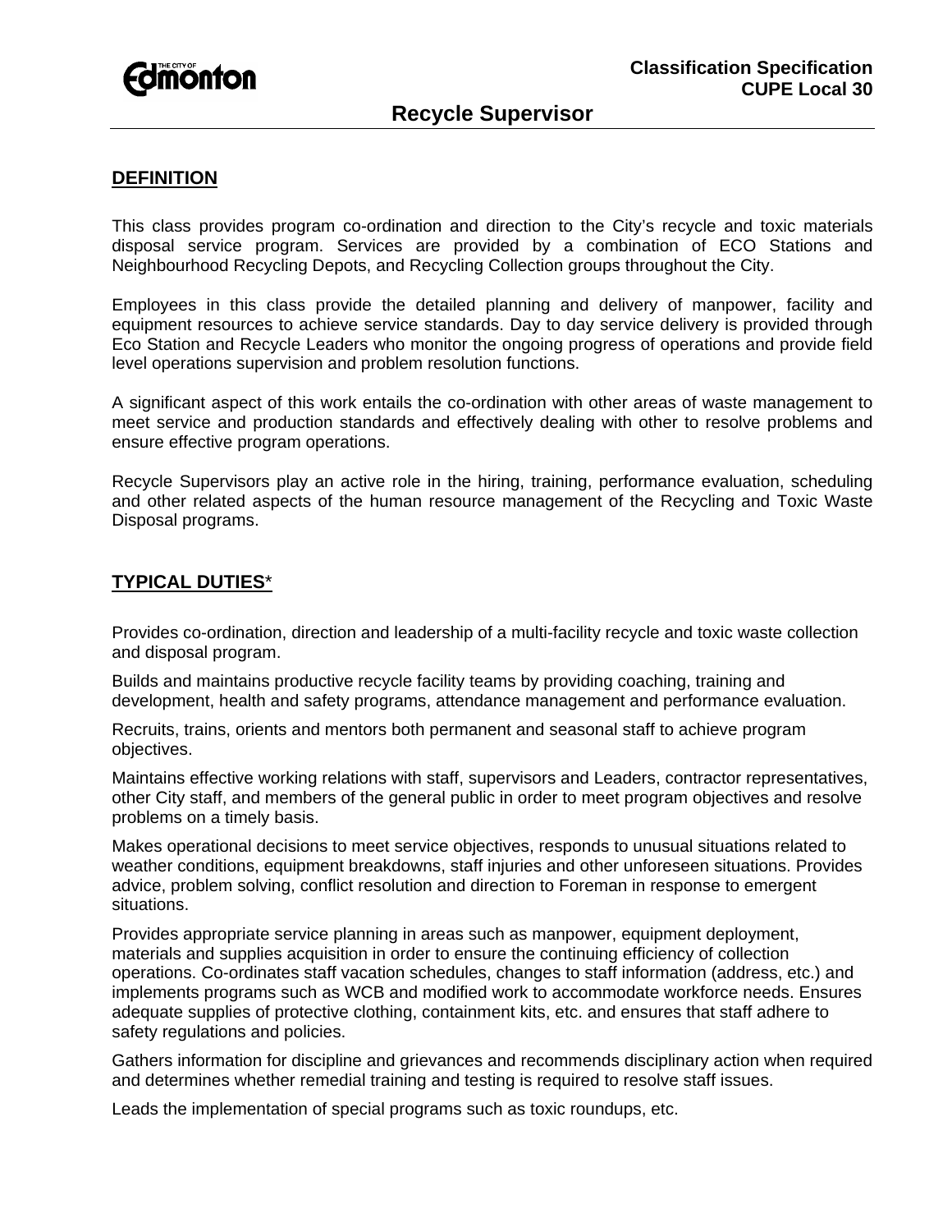**Classification Specification**
**CUPE Local 30**

# Recycle Supervisor

## DEFINITION

This class provides program co-ordination and direction to the City's recycle and toxic materials disposal service program. Services are provided by a combination of ECO Stations and Neighbourhood Recycling Depots, and Recycling Collection groups throughout the City.

Employees in this class provide the detailed planning and delivery of manpower, facility and equipment resources to achieve service standards. Day to day service delivery is provided through Eco Station and Recycle Leaders who monitor the ongoing progress of operations and provide field level operations supervision and problem resolution functions.

A significant aspect of this work entails the co-ordination with other areas of waste management to meet service and production standards and effectively dealing with other to resolve problems and ensure effective program operations.

Recycle Supervisors play an active role in the hiring, training, performance evaluation, scheduling and other related aspects of the human resource management of the Recycling and Toxic Waste Disposal programs.

## TYPICAL DUTIES*

Provides co-ordination, direction and leadership of a multi-facility recycle and toxic waste collection and disposal program.

Builds and maintains productive recycle facility teams by providing coaching, training and development, health and safety programs, attendance management and performance evaluation.

Recruits, trains, orients and mentors both permanent and seasonal staff to achieve program objectives.

Maintains effective working relations with staff, supervisors and Leaders, contractor representatives, other City staff, and members of the general public in order to meet program objectives and resolve problems on a timely basis.

Makes operational decisions to meet service objectives, responds to unusual situations related to weather conditions, equipment breakdowns, staff injuries and other unforeseen situations. Provides advice, problem solving, conflict resolution and direction to Foreman in response to emergent situations.

Provides appropriate service planning in areas such as manpower, equipment deployment, materials and supplies acquisition in order to ensure the continuing efficiency of collection operations. Co-ordinates staff vacation schedules, changes to staff information (address, etc.) and implements programs such as WCB and modified work to accommodate workforce needs. Ensures adequate supplies of protective clothing, containment kits, etc. and ensures that staff adhere to safety regulations and policies.

Gathers information for discipline and grievances and recommends disciplinary action when required and determines whether remedial training and testing is required to resolve staff issues.

Leads the implementation of special programs such as toxic roundups, etc.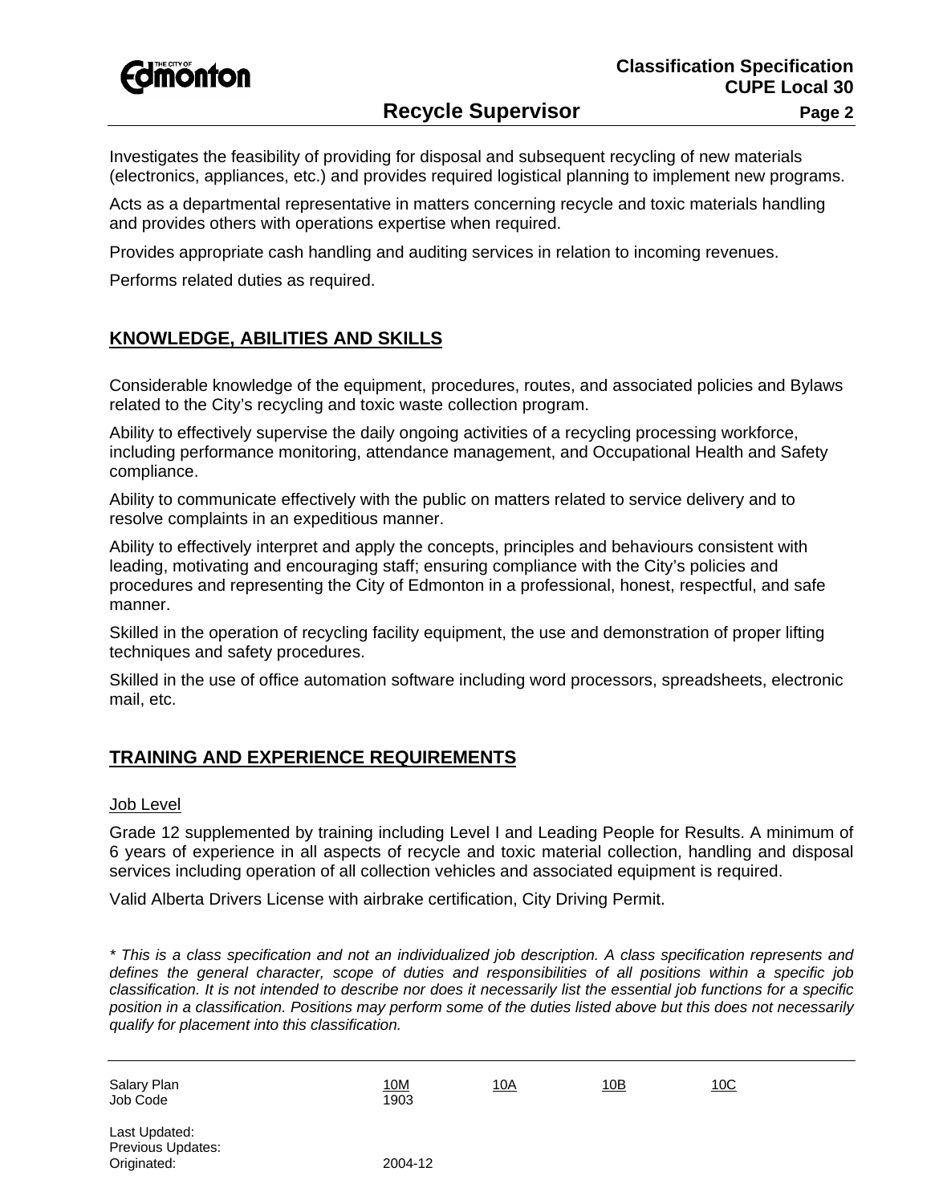Investigates the feasibility of providing for disposal and subsequent recycling of new materials (electronics, appliances, etc.) and provides required logistical planning to implement new programs.

Acts as a departmental representative in matters concerning recycle and toxic materials handling and provides others with operations expertise when required.

Provides appropriate cash handling and auditing services in relation to incoming revenues.

Performs related duties as required.

## KNOWLEDGE, ABILITIES AND SKILLS

Considerable knowledge of the equipment, procedures, routes, and associated policies and Bylaws related to the City's recycling and toxic waste collection program.

Ability to effectively supervise the daily ongoing activities of a recycling processing workforce, including performance monitoring, attendance management, and Occupational Health and Safety compliance.

Ability to communicate effectively with the public on matters related to service delivery and to resolve complaints in an expeditious manner.

Ability to effectively interpret and apply the concepts, principles and behaviours consistent with leading, motivating and encouraging staff; ensuring compliance with the City's policies and procedures and representing the City of Edmonton in a professional, honest, respectful, and safe manner.

Skilled in the operation of recycling facility equipment, the use and demonstration of proper lifting techniques and safety procedures.

Skilled in the use of office automation software including word processors, spreadsheets, electronic mail, etc.

## TRAINING AND EXPERIENCE REQUIREMENTS

### Job Level

Grade 12 supplemented by training including Level I and Leading People for Results. A minimum of 6 years of experience in all aspects of recycle and toxic material collection, handling and disposal services including operation of all collection vehicles and associated equipment is required.

Valid Alberta Drivers License with airbrake certification, City Driving Permit.

*\* This is a class specification and not an individualized job description. A class specification represents and defines the general character, scope of duties and responsibilities of all positions within a specific job classification. It is not intended to describe nor does it necessarily list the essential job functions for a specific position in a classification. Positions may perform some of the duties listed above but this does not necessarily qualify for placement into this classification.*

| | | | | |
|---|---|---|---|---|
| Salary Plan | 10M | 10A | 10B | 10C |
| Job Code | 1903 | | | |
| Last Updated: | | | | |
| Previous Updates: | | | | |
| Originated: | 2004-12 | | | |